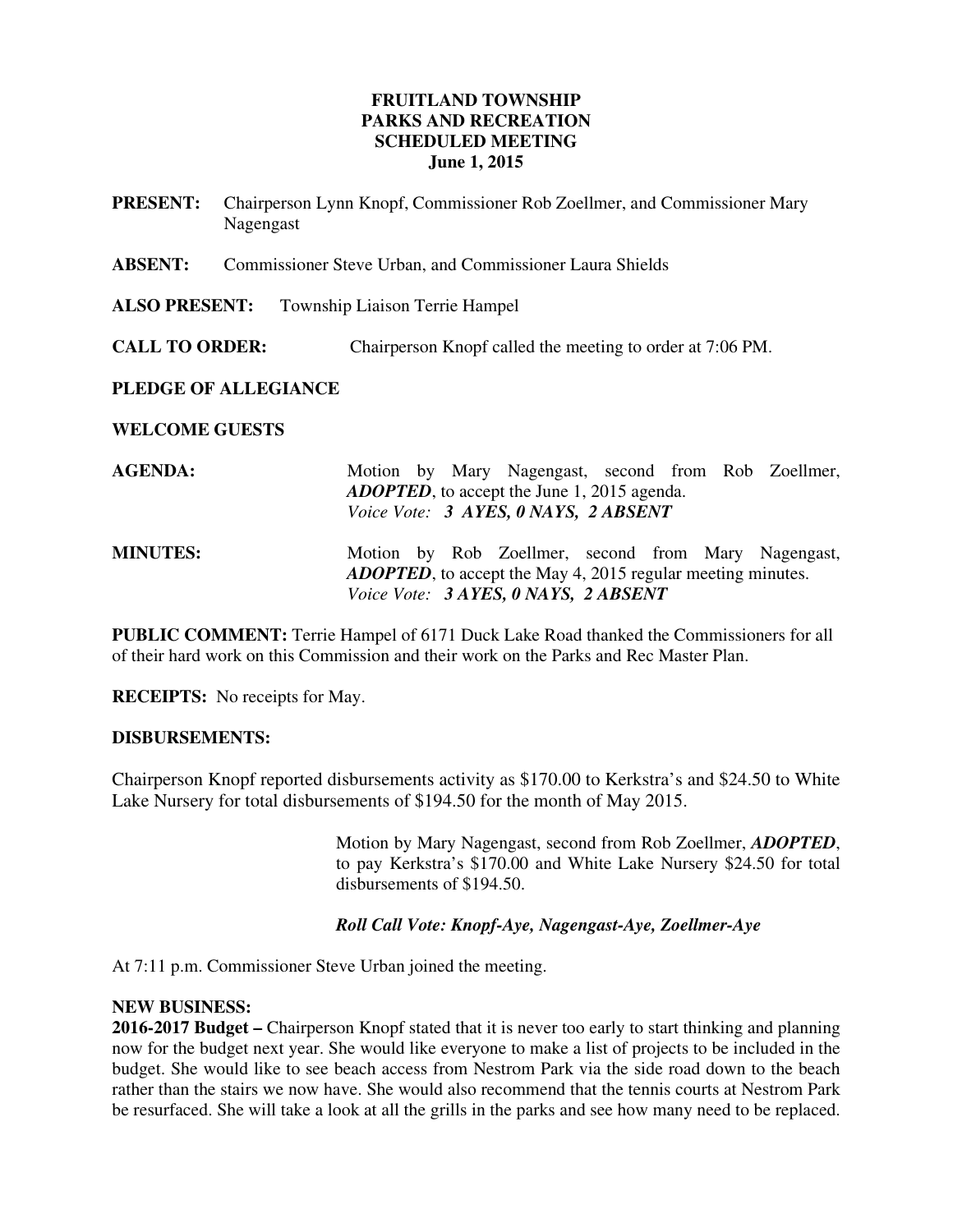# FRUITLAND TOWNSHIP
# PARKS AND RECREATION
# SCHEDULED MEETING
# June 1, 2015

**PRESENT:** Chairperson Lynn Knopf, Commissioner Rob Zoellmer, and Commissioner Mary Nagengast

**ABSENT:** Commissioner Steve Urban, and Commissioner Laura Shields

**ALSO PRESENT:** Township Liaison Terrie Hampel

**CALL TO ORDER:** Chairperson Knopf called the meeting to order at 7:06 PM.

**PLEDGE OF ALLEGIANCE**

**WELCOME GUESTS**

**AGENDA:** Motion by Mary Nagengast, second from Rob Zoellmer, ***ADOPTED***, to accept the June 1, 2015 agenda.
*Voice Vote:* ***3 AYES, 0 NAYS, 2 ABSENT***

**MINUTES:** Motion by Rob Zoellmer, second from Mary Nagengast, ***ADOPTED***, to accept the May 4, 2015 regular meeting minutes.
*Voice Vote:* ***3 AYES, 0 NAYS, 2 ABSENT***

**PUBLIC COMMENT:** Terrie Hampel of 6171 Duck Lake Road thanked the Commissioners for all of their hard work on this Commission and their work on the Parks and Rec Master Plan.

**RECEIPTS:** No receipts for May.

**DISBURSEMENTS:**

Chairperson Knopf reported disbursements activity as $170.00 to Kerkstra's and $24.50 to White Lake Nursery for total disbursements of $194.50 for the month of May 2015.

Motion by Mary Nagengast, second from Rob Zoellmer, ***ADOPTED***, to pay Kerkstra's $170.00 and White Lake Nursery $24.50 for total disbursements of $194.50.

***Roll Call Vote: Knopf-Aye, Nagengast-Aye, Zoellmer-Aye***

At 7:11 p.m. Commissioner Steve Urban joined the meeting.

**NEW BUSINESS:**

**2016-2017 Budget –** Chairperson Knopf stated that it is never too early to start thinking and planning now for the budget next year. She would like everyone to make a list of projects to be included in the budget. She would like to see beach access from Nestrom Park via the side road down to the beach rather than the stairs we now have. She would also recommend that the tennis courts at Nestrom Park be resurfaced. She will take a look at all the grills in the parks and see how many need to be replaced.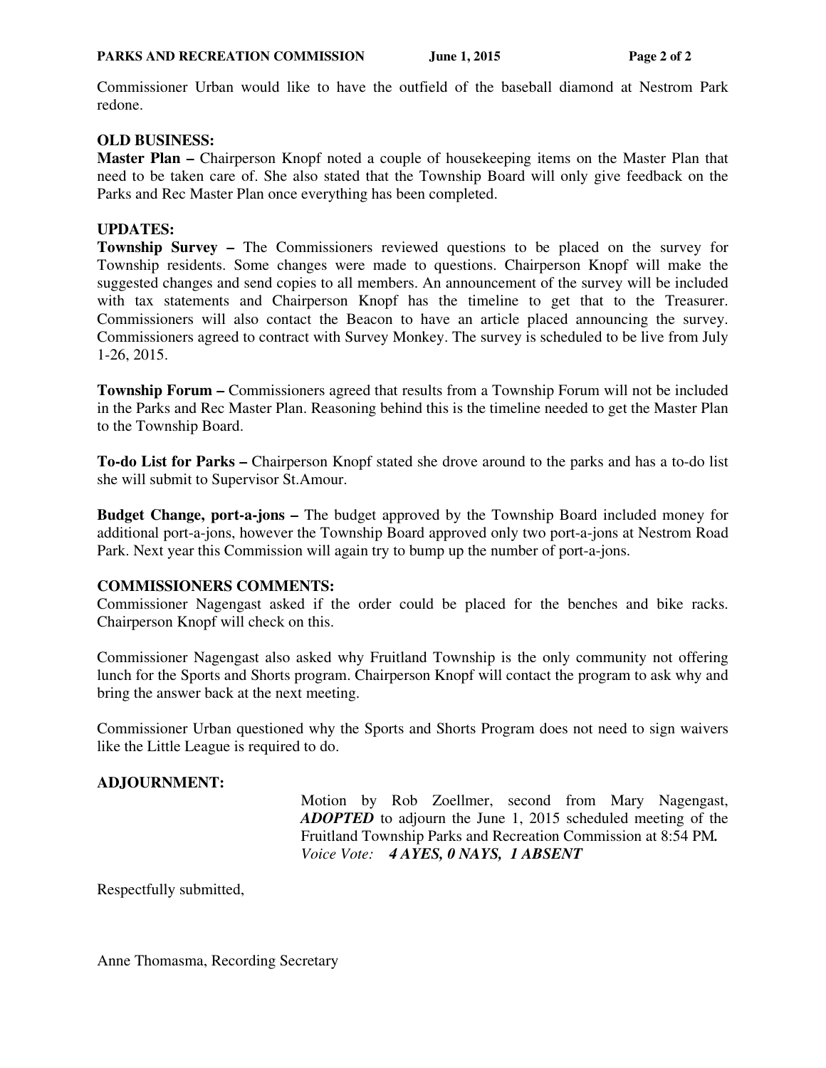Commissioner Urban would like to have the outfield of the baseball diamond at Nestrom Park redone.

**OLD BUSINESS:**
**Master Plan –** Chairperson Knopf noted a couple of housekeeping items on the Master Plan that need to be taken care of. She also stated that the Township Board will only give feedback on the Parks and Rec Master Plan once everything has been completed.

**UPDATES:**
**Township Survey –** The Commissioners reviewed questions to be placed on the survey for Township residents. Some changes were made to questions. Chairperson Knopf will make the suggested changes and send copies to all members. An announcement of the survey will be included with tax statements and Chairperson Knopf has the timeline to get that to the Treasurer. Commissioners will also contact the Beacon to have an article placed announcing the survey. Commissioners agreed to contract with Survey Monkey. The survey is scheduled to be live from July 1-26, 2015.

**Township Forum –** Commissioners agreed that results from a Township Forum will not be included in the Parks and Rec Master Plan. Reasoning behind this is the timeline needed to get the Master Plan to the Township Board.

**To-do List for Parks –** Chairperson Knopf stated she drove around to the parks and has a to-do list she will submit to Supervisor St.Amour.

**Budget Change, port-a-jons –** The budget approved by the Township Board included money for additional port-a-jons, however the Township Board approved only two port-a-jons at Nestrom Road Park. Next year this Commission will again try to bump up the number of port-a-jons.

**COMMISSIONERS COMMENTS:**
Commissioner Nagengast asked if the order could be placed for the benches and bike racks. Chairperson Knopf will check on this.

Commissioner Nagengast also asked why Fruitland Township is the only community not offering lunch for the Sports and Shorts program. Chairperson Knopf will contact the program to ask why and bring the answer back at the next meeting.

Commissioner Urban questioned why the Sports and Shorts Program does not need to sign waivers like the Little League is required to do.

**ADJOURNMENT:**

Motion by Rob Zoellmer, second from Mary Nagengast, ***ADOPTED*** to adjourn the June 1, 2015 scheduled meeting of the Fruitland Township Parks and Recreation Commission at 8:54 PM.
*Voice Vote:* ***4 AYES, 0 NAYS, 1 ABSENT***

Respectfully submitted,

Anne Thomasma, Recording Secretary